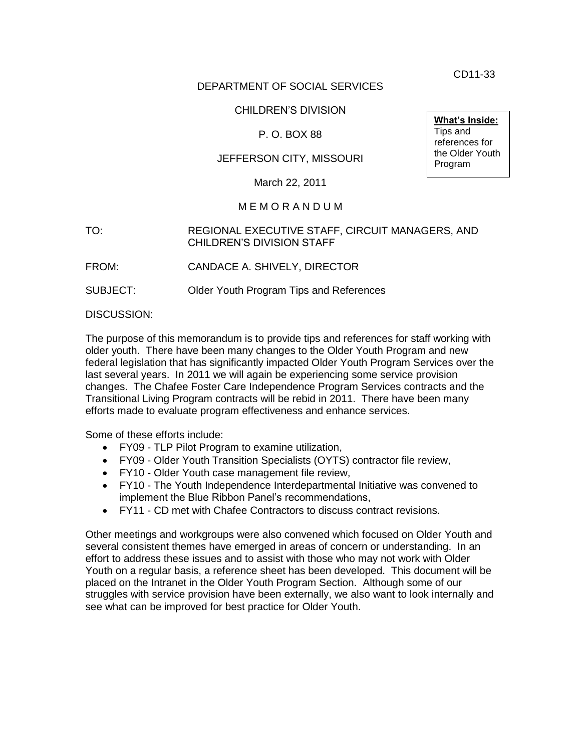CD11-33

DEPARTMENT OF SOCIAL SERVICES

CHILDREN'S DIVISION

P. O. BOX 88

JEFFERSON CITY, MISSOURI

March 22, 2011

**What's Inside:**
Tips and references for the Older Youth Program

M E M O R A N D U M

TO: REGIONAL EXECUTIVE STAFF, CIRCUIT MANAGERS, AND CHILDREN'S DIVISION STAFF

FROM: CANDACE A. SHIVELY, DIRECTOR

SUBJECT: Older Youth Program Tips and References

DISCUSSION:

The purpose of this memorandum is to provide tips and references for staff working with older youth. There have been many changes to the Older Youth Program and new federal legislation that has significantly impacted Older Youth Program Services over the last several years. In 2011 we will again be experiencing some service provision changes. The Chafee Foster Care Independence Program Services contracts and the Transitional Living Program contracts will be rebid in 2011. There have been many efforts made to evaluate program effectiveness and enhance services.

Some of these efforts include:

- FY09 - TLP Pilot Program to examine utilization,
- FY09 - Older Youth Transition Specialists (OYTS) contractor file review,
- FY10 - Older Youth case management file review,
- FY10 - The Youth Independence Interdepartmental Initiative was convened to implement the Blue Ribbon Panel's recommendations,
- FY11 - CD met with Chafee Contractors to discuss contract revisions.

Other meetings and workgroups were also convened which focused on Older Youth and several consistent themes have emerged in areas of concern or understanding. In an effort to address these issues and to assist with those who may not work with Older Youth on a regular basis, a reference sheet has been developed. This document will be placed on the Intranet in the Older Youth Program Section. Although some of our struggles with service provision have been externally, we also want to look internally and see what can be improved for best practice for Older Youth.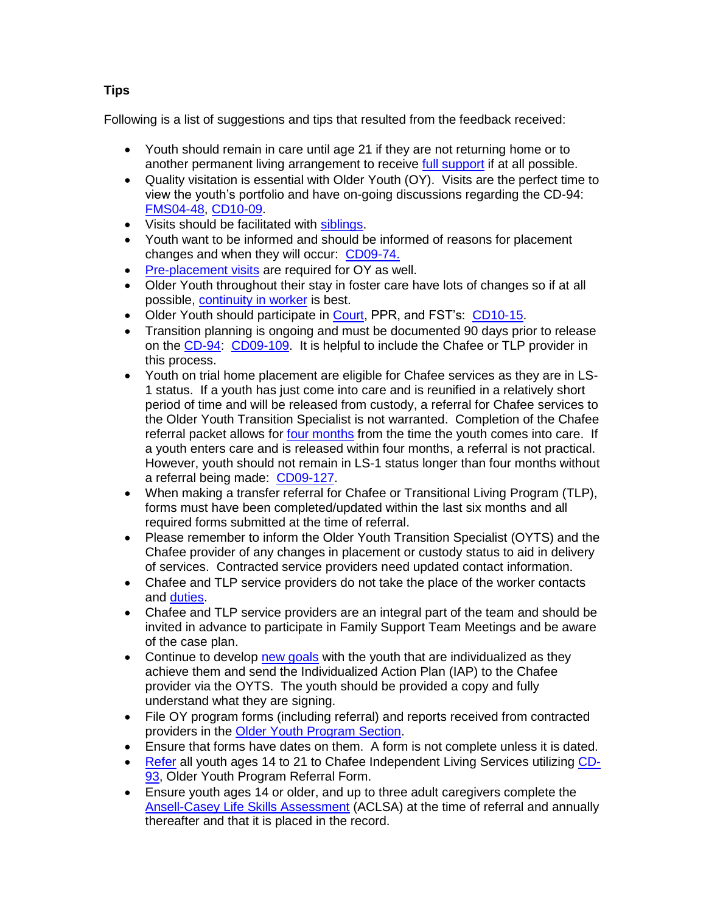**Tips**

Following is a list of suggestions and tips that resulted from the feedback received:

- Youth should remain in care until age 21 if they are not returning home or to another permanent living arrangement to receive full support if at all possible.
- Quality visitation is essential with Older Youth (OY). Visits are the perfect time to view the youth's portfolio and have on-going discussions regarding the CD-94: FMS04-48, CD10-09.
- Visits should be facilitated with siblings.
- Youth want to be informed and should be informed of reasons for placement changes and when they will occur: CD09-74.
- Pre-placement visits are required for OY as well.
- Older Youth throughout their stay in foster care have lots of changes so if at all possible, continuity in worker is best.
- Older Youth should participate in Court, PPR, and FST's: CD10-15.
- Transition planning is ongoing and must be documented 90 days prior to release on the CD-94: CD09-109. It is helpful to include the Chafee or TLP provider in this process.
- Youth on trial home placement are eligible for Chafee services as they are in LS-1 status. If a youth has just come into care and is reunified in a relatively short period of time and will be released from custody, a referral for Chafee services to the Older Youth Transition Specialist is not warranted. Completion of the Chafee referral packet allows for four months from the time the youth comes into care. If a youth enters care and is released within four months, a referral is not practical. However, youth should not remain in LS-1 status longer than four months without a referral being made: CD09-127.
- When making a transfer referral for Chafee or Transitional Living Program (TLP), forms must have been completed/updated within the last six months and all required forms submitted at the time of referral.
- Please remember to inform the Older Youth Transition Specialist (OYTS) and the Chafee provider of any changes in placement or custody status to aid in delivery of services. Contracted service providers need updated contact information.
- Chafee and TLP service providers do not take the place of the worker contacts and duties.
- Chafee and TLP service providers are an integral part of the team and should be invited in advance to participate in Family Support Team Meetings and be aware of the case plan.
- Continue to develop new goals with the youth that are individualized as they achieve them and send the Individualized Action Plan (IAP) to the Chafee provider via the OYTS. The youth should be provided a copy and fully understand what they are signing.
- File OY program forms (including referral) and reports received from contracted providers in the Older Youth Program Section.
- Ensure that forms have dates on them. A form is not complete unless it is dated.
- Refer all youth ages 14 to 21 to Chafee Independent Living Services utilizing CD-93, Older Youth Program Referral Form.
- Ensure youth ages 14 or older, and up to three adult caregivers complete the Ansell-Casey Life Skills Assessment (ACLSA) at the time of referral and annually thereafter and that it is placed in the record.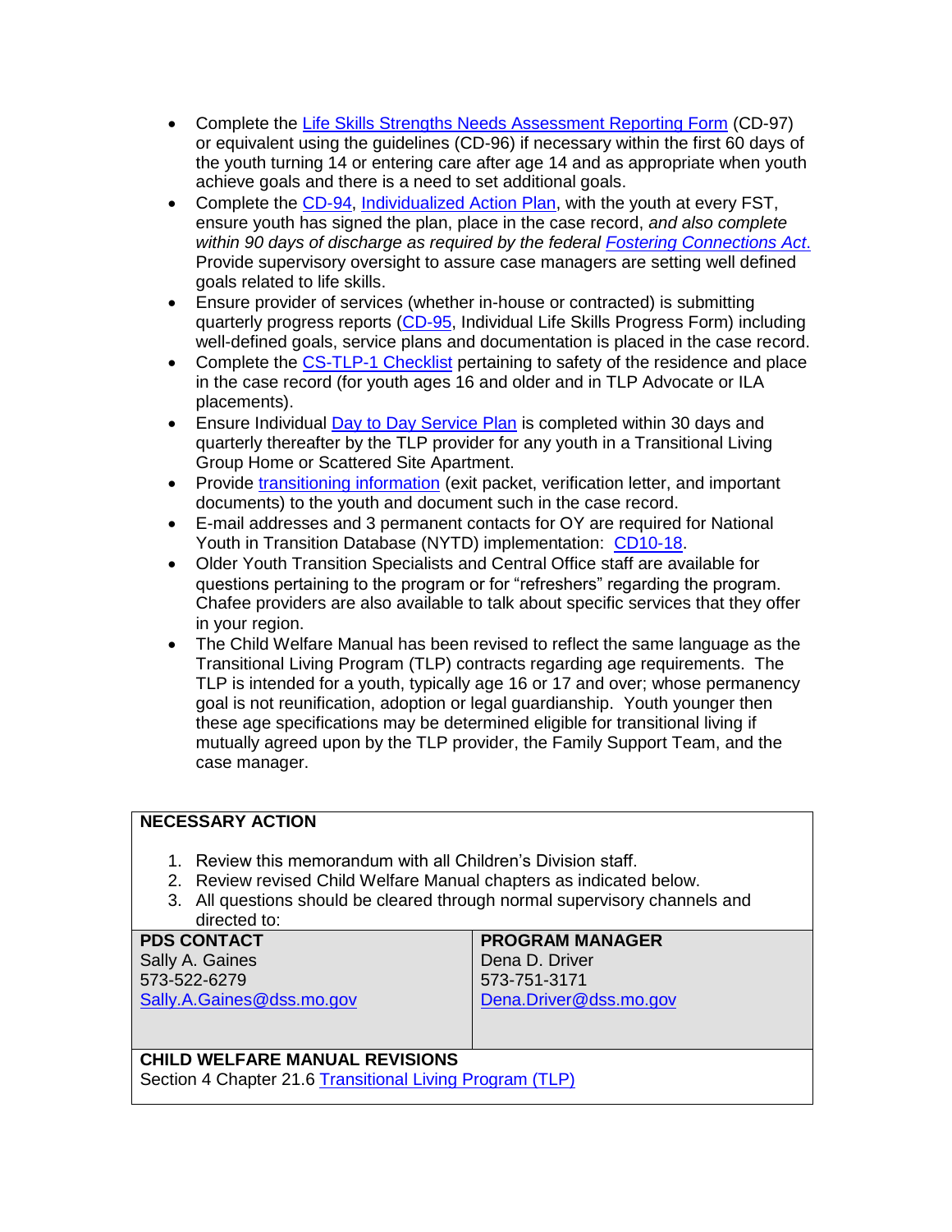- Complete the Life Skills Strengths Needs Assessment Reporting Form (CD-97) or equivalent using the guidelines (CD-96) if necessary within the first 60 days of the youth turning 14 or entering care after age 14 and as appropriate when youth achieve goals and there is a need to set additional goals.
- Complete the CD-94, Individualized Action Plan, with the youth at every FST, ensure youth has signed the plan, place in the case record, *and also complete within 90 days of discharge as required by the federal Fostering Connections Act.* Provide supervisory oversight to assure case managers are setting well defined goals related to life skills.
- Ensure provider of services (whether in-house or contracted) is submitting quarterly progress reports (CD-95, Individual Life Skills Progress Form) including well-defined goals, service plans and documentation is placed in the case record.
- Complete the CS-TLP-1 Checklist pertaining to safety of the residence and place in the case record (for youth ages 16 and older and in TLP Advocate or ILA placements).
- Ensure Individual Day to Day Service Plan is completed within 30 days and quarterly thereafter by the TLP provider for any youth in a Transitional Living Group Home or Scattered Site Apartment.
- Provide transitioning information (exit packet, verification letter, and important documents) to the youth and document such in the case record.
- E-mail addresses and 3 permanent contacts for OY are required for National Youth in Transition Database (NYTD) implementation: CD10-18.
- Older Youth Transition Specialists and Central Office staff are available for questions pertaining to the program or for "refreshers" regarding the program. Chafee providers are also available to talk about specific services that they offer in your region.
- The Child Welfare Manual has been revised to reflect the same language as the Transitional Living Program (TLP) contracts regarding age requirements. The TLP is intended for a youth, typically age 16 or 17 and over; whose permanency goal is not reunification, adoption or legal guardianship. Youth younger then these age specifications may be determined eligible for transitional living if mutually agreed upon by the TLP provider, the Family Support Team, and the case manager.

**NECESSARY ACTION**

1. Review this memorandum with all Children's Division staff.
2. Review revised Child Welfare Manual chapters as indicated below.
3. All questions should be cleared through normal supervisory channels and directed to:

| **PDS CONTACT** | **PROGRAM MANAGER** |
| --- | --- |
| Sally A. Gaines<br>573-522-6279<br>Sally.A.Gaines@dss.mo.gov | Dena D. Driver<br>573-751-3171<br>Dena.Driver@dss.mo.gov |

**CHILD WELFARE MANUAL REVISIONS**

Section 4 Chapter 21.6 Transitional Living Program (TLP)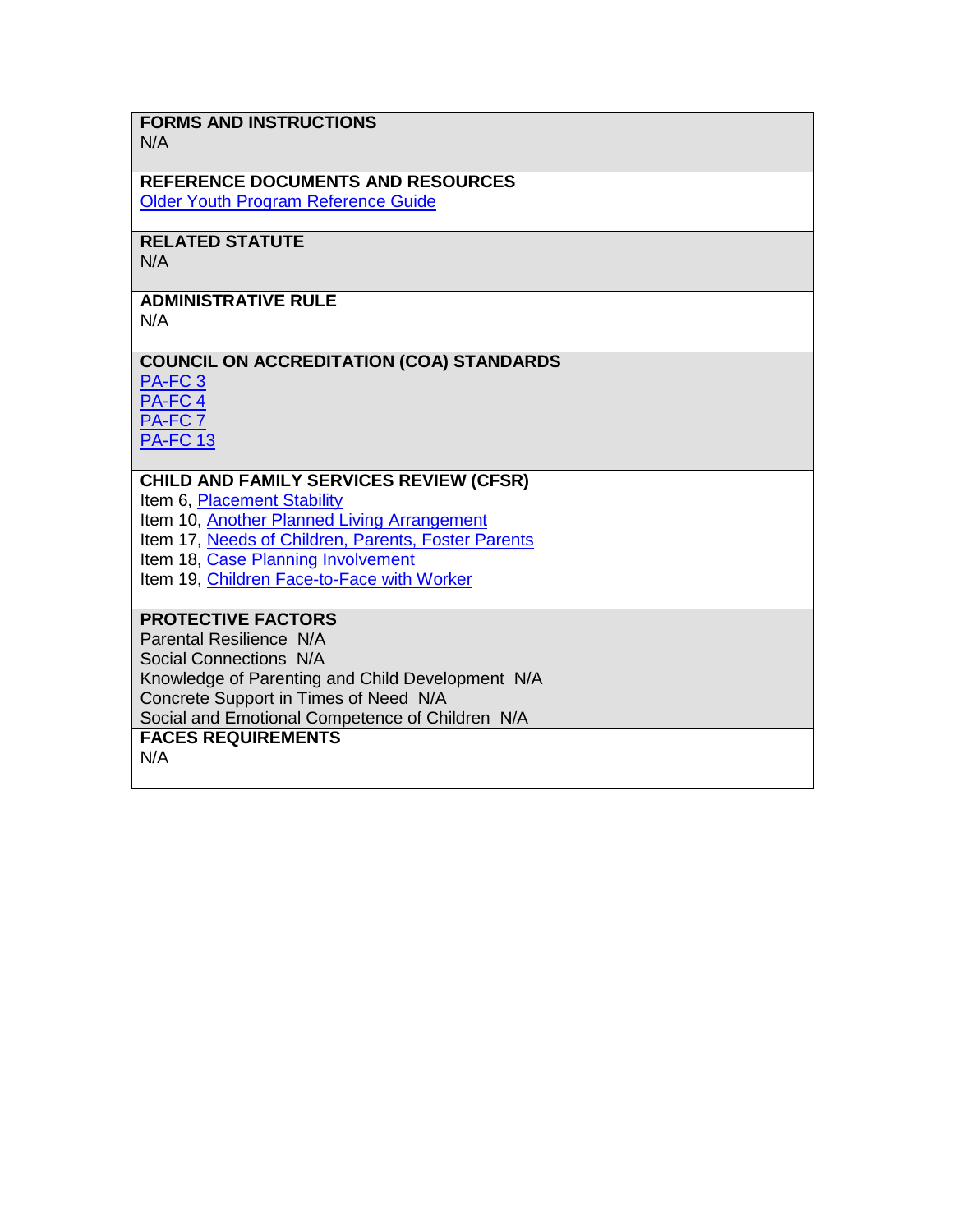**FORMS AND INSTRUCTIONS**
N/A

**REFERENCE DOCUMENTS AND RESOURCES**
Older Youth Program Reference Guide

**RELATED STATUTE**
N/A

**ADMINISTRATIVE RULE**
N/A

**COUNCIL ON ACCREDITATION (COA) STANDARDS**
PA-FC 3
PA-FC 4
PA-FC 7
PA-FC 13

**CHILD AND FAMILY SERVICES REVIEW (CFSR)**
Item 6, Placement Stability
Item 10, Another Planned Living Arrangement
Item 17, Needs of Children, Parents, Foster Parents
Item 18, Case Planning Involvement
Item 19, Children Face-to-Face with Worker

**PROTECTIVE FACTORS**
Parental Resilience N/A
Social Connections N/A
Knowledge of Parenting and Child Development N/A
Concrete Support in Times of Need N/A
Social and Emotional Competence of Children N/A

**FACES REQUIREMENTS**
N/A